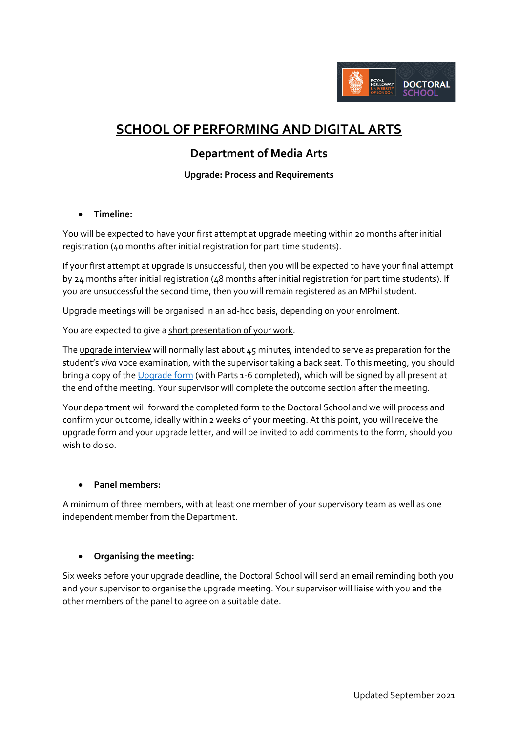# SCHOOL OF PERFORMING AND DIGITAL ARTS

## Department of Media Arts

**Upgrade: Process and Requirements**

- **Timeline:**

You will be expected to have your first attempt at upgrade meeting within 20 months after initial registration (40 months after initial registration for part time students).

If your first attempt at upgrade is unsuccessful, then you will be expected to have your final attempt by 24 months after initial registration (48 months after initial registration for part time students). If you are unsuccessful the second time, then you will remain registered as an MPhil student.

Upgrade meetings will be organised in an ad-hoc basis, depending on your enrolment.

You are expected to give a short presentation of your work.

The upgrade interview will normally last about 45 minutes, intended to serve as preparation for the student's *viva* voce examination, with the supervisor taking a back seat. To this meeting, you should bring a copy of the Upgrade form (with Parts 1-6 completed), which will be signed by all present at the end of the meeting. Your supervisor will complete the outcome section after the meeting.

Your department will forward the completed form to the Doctoral School and we will process and confirm your outcome, ideally within 2 weeks of your meeting. At this point, you will receive the upgrade form and your upgrade letter, and will be invited to add comments to the form, should you wish to do so.

- **Panel members:**

A minimum of three members, with at least one member of your supervisory team as well as one independent member from the Department.

- **Organising the meeting:**

Six weeks before your upgrade deadline, the Doctoral School will send an email reminding both you and your supervisor to organise the upgrade meeting. Your supervisor will liaise with you and the other members of the panel to agree on a suitable date.

Updated September 2021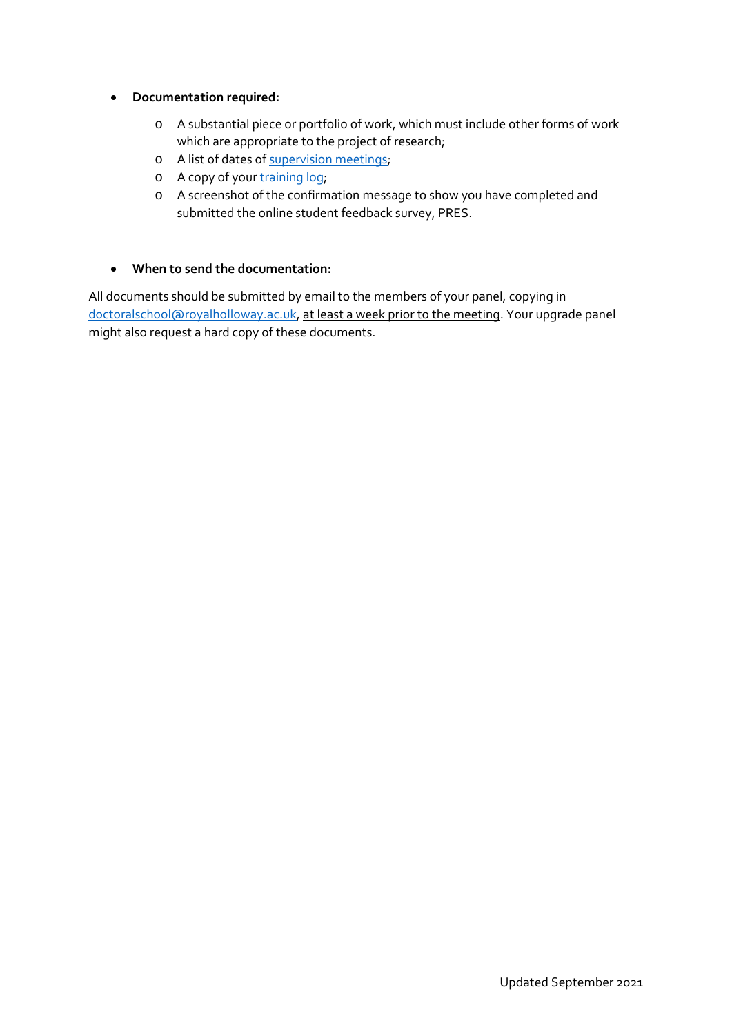- **Documentation required:**
  - A substantial piece or portfolio of work, which must include other forms of work which are appropriate to the project of research;
  - A list of dates of supervision meetings;
  - A copy of your training log;
  - A screenshot of the confirmation message to show you have completed and submitted the online student feedback survey, PRES.

- **When to send the documentation:**

All documents should be submitted by email to the members of your panel, copying in doctoralschool@royalholloway.ac.uk, at least a week prior to the meeting. Your upgrade panel might also request a hard copy of these documents.

Updated September 2021